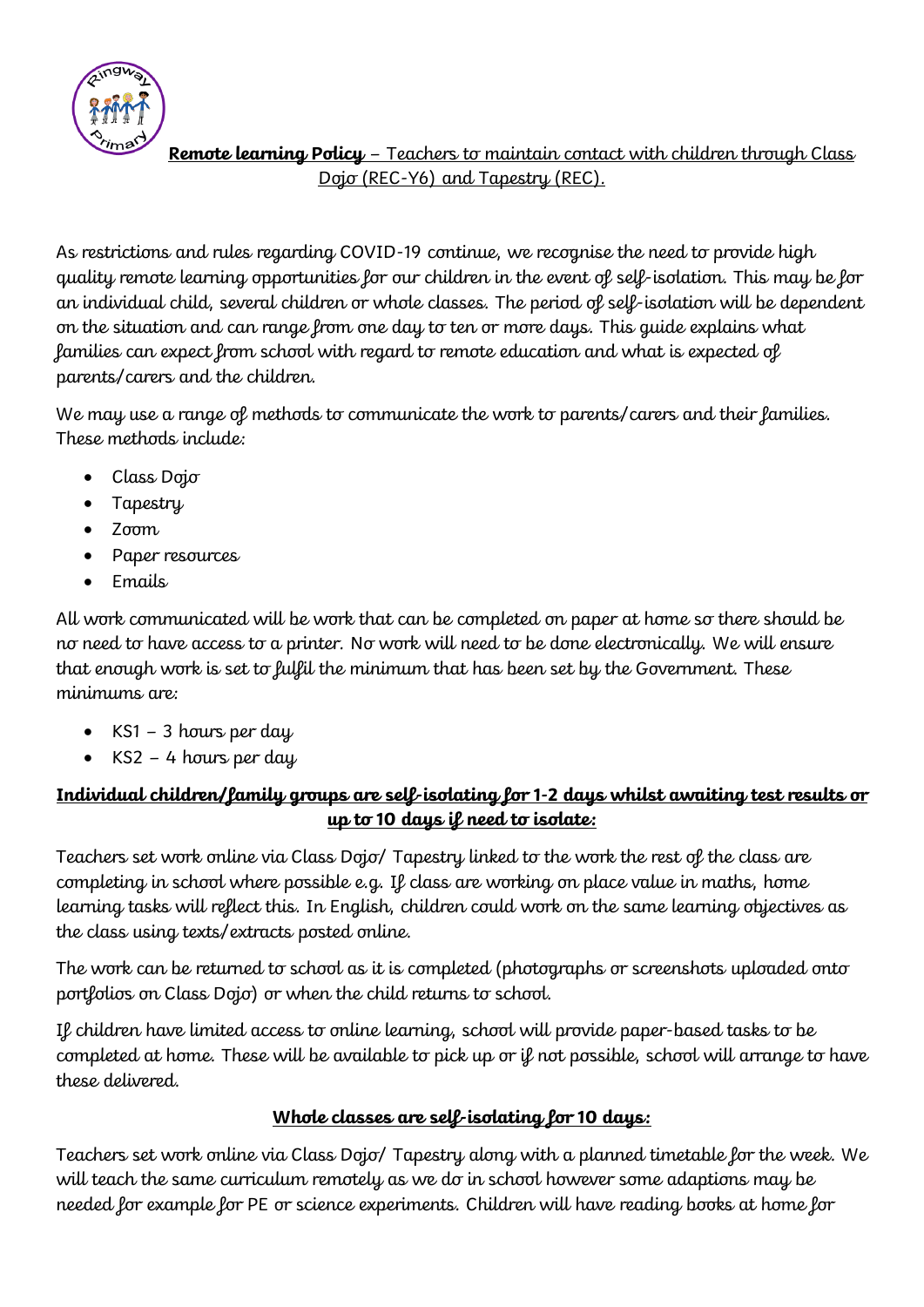**Remote learning Policy** – Teachers to maintain contact with children through Class Dojo (REC-Y6) and Tapestry (REC).

As restrictions and rules regarding COVID-19 continue, we recognise the need to provide high quality remote learning opportunities for our children in the event of self-isolation. This may be for an individual child, several children or whole classes. The period of self-isolation will be dependent on the situation and can range from one day to ten or more days. This guide explains what families can expect from school with regard to remote education and what is expected of parents/carers and the children.

We may use a range of methods to communicate the work to parents/carers and their families. These methods include:

- Class Dojo
- Tapestry
- Zoom
- Paper resources
- Emails

All work communicated will be work that can be completed on paper at home so there should be no need to have access to a printer. No work will need to be done electronically. We will ensure that enough work is set to fulfil the minimum that has been set by the Government. These minimums are:

- KS1 – 3 hours per day
- KS2 – 4 hours per day

**Individual children/family groups are self-isolating for 1-2 days whilst awaiting test results or up to 10 days if need to isolate:**

Teachers set work online via Class Dojo/ Tapestry linked to the work the rest of the class are completing in school where possible e.g. If class are working on place value in maths, home learning tasks will reflect this. In English, children could work on the same learning objectives as the class using texts/extracts posted online.

The work can be returned to school as it is completed (photographs or screenshots uploaded onto portfolios on Class Dojo) or when the child returns to school.

If children have limited access to online learning, school will provide paper-based tasks to be completed at home. These will be available to pick up or if not possible, school will arrange to have these delivered.

**Whole classes are self-isolating for 10 days:**

Teachers set work online via Class Dojo/ Tapestry along with a planned timetable for the week. We will teach the same curriculum remotely as we do in school however some adaptions may be needed for example for PE or science experiments. Children will have reading books at home for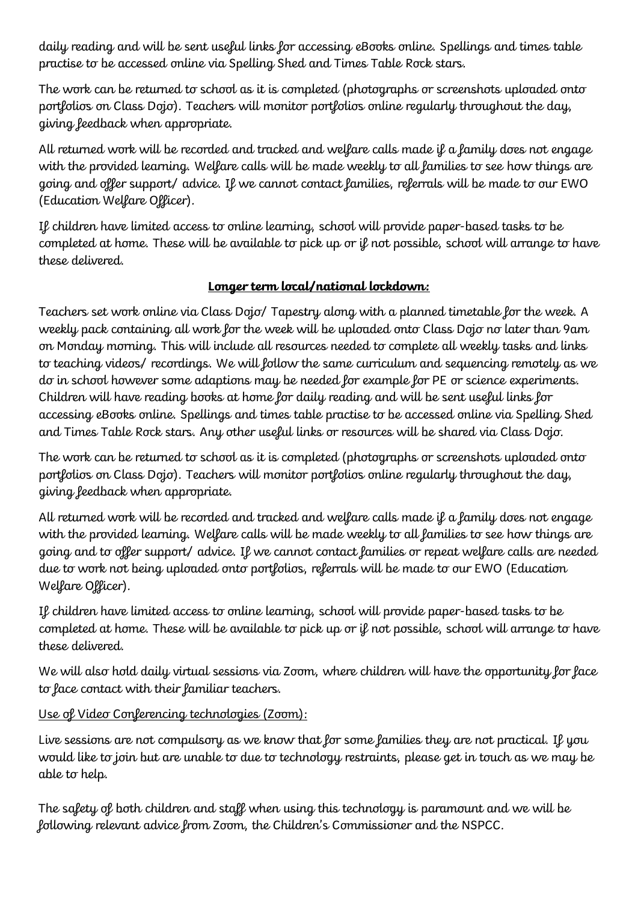daily reading and will be sent useful links for accessing eBooks online. Spellings and times table practise to be accessed online via Spelling Shed and Times Table Rock stars.

The work can be returned to school as it is completed (photographs or screenshots uploaded onto portfolios on Class Dojo). Teachers will monitor portfolios online regularly throughout the day, giving feedback when appropriate.

All returned work will be recorded and tracked and welfare calls made if a family does not engage with the provided learning. Welfare calls will be made weekly to all families to see how things are going and offer support/ advice. If we cannot contact families, referrals will be made to our EWO (Education Welfare Officer).

If children have limited access to online learning, school will provide paper-based tasks to be completed at home. These will be available to pick up or if not possible, school will arrange to have these delivered.

**Longer term local/national lockdown:**

Teachers set work online via Class Dojo/ Tapestry along with a planned timetable for the week. A weekly pack containing all work for the week will be uploaded onto Class Dojo no later than 9am on Monday morning. This will include all resources needed to complete all weekly tasks and links to teaching videos/ recordings. We will follow the same curriculum and sequencing remotely as we do in school however some adaptions may be needed for example for PE or science experiments. Children will have reading books at home for daily reading and will be sent useful links for accessing eBooks online. Spellings and times table practise to be accessed online via Spelling Shed and Times Table Rock stars. Any other useful links or resources will be shared via Class Dojo.

The work can be returned to school as it is completed (photographs or screenshots uploaded onto portfolios on Class Dojo). Teachers will monitor portfolios online regularly throughout the day, giving feedback when appropriate.

All returned work will be recorded and tracked and welfare calls made if a family does not engage with the provided learning. Welfare calls will be made weekly to all families to see how things are going and to offer support/ advice. If we cannot contact families or repeat welfare calls are needed due to work not being uploaded onto portfolios, referrals will be made to our EWO (Education Welfare Officer).

If children have limited access to online learning, school will provide paper-based tasks to be completed at home. These will be available to pick up or if not possible, school will arrange to have these delivered.

We will also hold daily virtual sessions via Zoom, where children will have the opportunity for face to face contact with their familiar teachers.

Use of Video Conferencing technologies (Zoom):

Live sessions are not compulsory as we know that for some families they are not practical. If you would like to join but are unable to due to technology restraints, please get in touch as we may be able to help.

The safety of both children and staff when using this technology is paramount and we will be following relevant advice from Zoom, the Children's Commissioner and the NSPCC.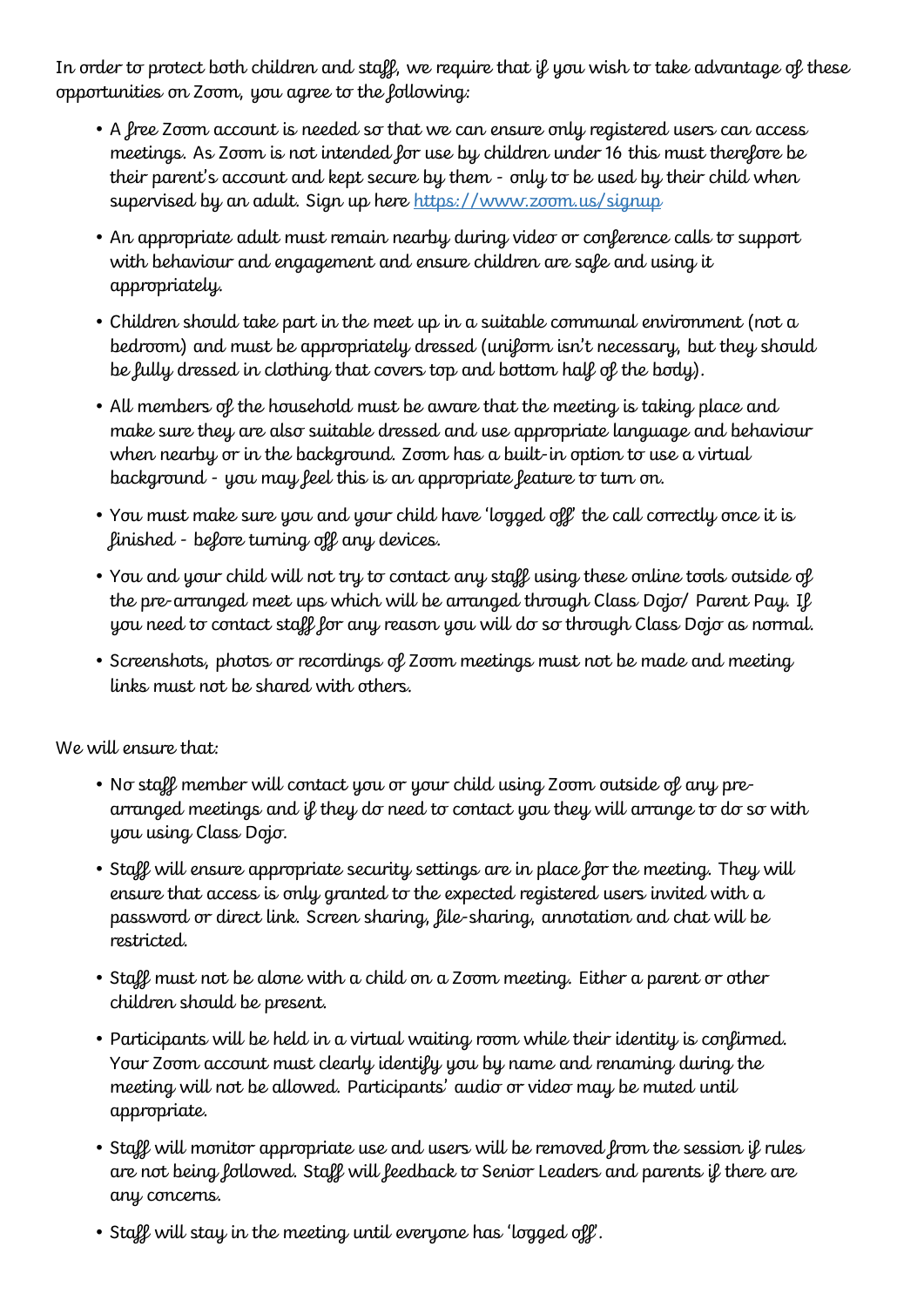In order to protect both children and staff, we require that if you wish to take advantage of these opportunities on Zoom, you agree to the following:

- A free Zoom account is needed so that we can ensure only registered users can access meetings. As Zoom is not intended for use by children under 16 this must therefore be their parent's account and kept secure by them - only to be used by their child when supervised by an adult. Sign up here [https://www.zoom.us/signup](https://www.zoom.us/signup)
- An appropriate adult must remain nearby during video or conference calls to support with behaviour and engagement and ensure children are safe and using it appropriately.
- Children should take part in the meet up in a suitable communal environment (not a bedroom) and must be appropriately dressed (uniform isn't necessary, but they should be fully dressed in clothing that covers top and bottom half of the body).
- All members of the household must be aware that the meeting is taking place and make sure they are also suitable dressed and use appropriate language and behaviour when nearby or in the background. Zoom has a built-in option to use a virtual background - you may feel this is an appropriate feature to turn on.
- You must make sure you and your child have 'logged off' the call correctly once it is finished - before turning off any devices.
- You and your child will not try to contact any staff using these online tools outside of the pre-arranged meet ups which will be arranged through Class Dojo/ Parent Pay. If you need to contact staff for any reason you will do so through Class Dojo as normal.
- Screenshots, photos or recordings of Zoom meetings must not be made and meeting links must not be shared with others.

We will ensure that:

- No staff member will contact you or your child using Zoom outside of any pre-arranged meetings and if they do need to contact you they will arrange to do so with you using Class Dojo.
- Staff will ensure appropriate security settings are in place for the meeting. They will ensure that access is only granted to the expected registered users invited with a password or direct link. Screen sharing, file-sharing, annotation and chat will be restricted.
- Staff must not be alone with a child on a Zoom meeting. Either a parent or other children should be present.
- Participants will be held in a virtual waiting room while their identity is confirmed. Your Zoom account must clearly identify you by name and renaming during the meeting will not be allowed. Participants' audio or video may be muted until appropriate.
- Staff will monitor appropriate use and users will be removed from the session if rules are not being followed. Staff will feedback to Senior Leaders and parents if there are any concerns.
- Staff will stay in the meeting until everyone has 'logged off'.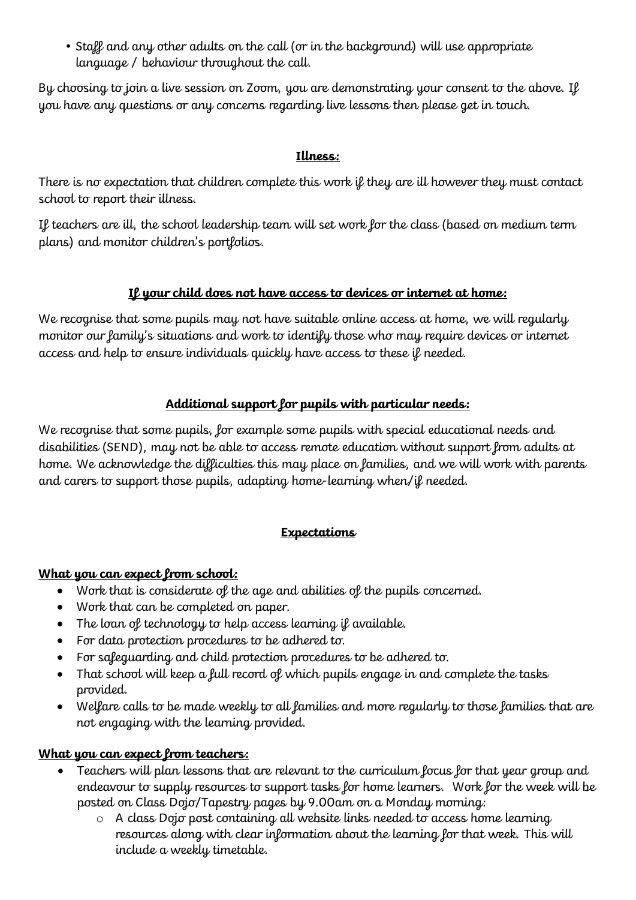- Staff and any other adults on the call (or in the background) will use appropriate language / behaviour throughout the call.

By choosing to join a live session on Zoom, you are demonstrating your consent to the above. If you have any questions or any concerns regarding live lessons then please get in touch.

### **Illness:**

There is no expectation that children complete this work if they are ill however they must contact school to report their illness.

If teachers are ill, the school leadership team will set work for the class (based on medium term plans) and monitor children's portfolios.

### **If your child does not have access to devices or internet at home:**

We recognise that some pupils may not have suitable online access at home, we will regularly monitor our family's situations and work to identify those who may require devices or internet access and help to ensure individuals quickly have access to these if needed.

### **Additional support for pupils with particular needs:**

We recognise that some pupils, for example some pupils with special educational needs and disabilities (SEND), may not be able to access remote education without support from adults at home. We acknowledge the difficulties this may place on families, and we will work with parents and carers to support those pupils, adapting home-learning when/if needed.

## **Expectations**

**What you can expect from school:**

- Work that is considerate of the age and abilities of the pupils concerned.
- Work that can be completed on paper.
- The loan of technology to help access learning if available.
- For data protection procedures to be adhered to.
- For safeguarding and child protection procedures to be adhered to.
- That school will keep a full record of which pupils engage in and complete the tasks provided.
- Welfare calls to be made weekly to all families and more regularly to those families that are not engaging with the learning provided.

**What you can expect from teachers:**

- Teachers will plan lessons that are relevant to the curriculum focus for that year group and endeavour to supply resources to support tasks for home learners. Work for the week will be posted on Class Dojo/Tapestry pages by 9.00am on a Monday morning:
  - A class Dojo post containing all website links needed to access home learning resources along with clear information about the learning for that week. This will include a weekly timetable.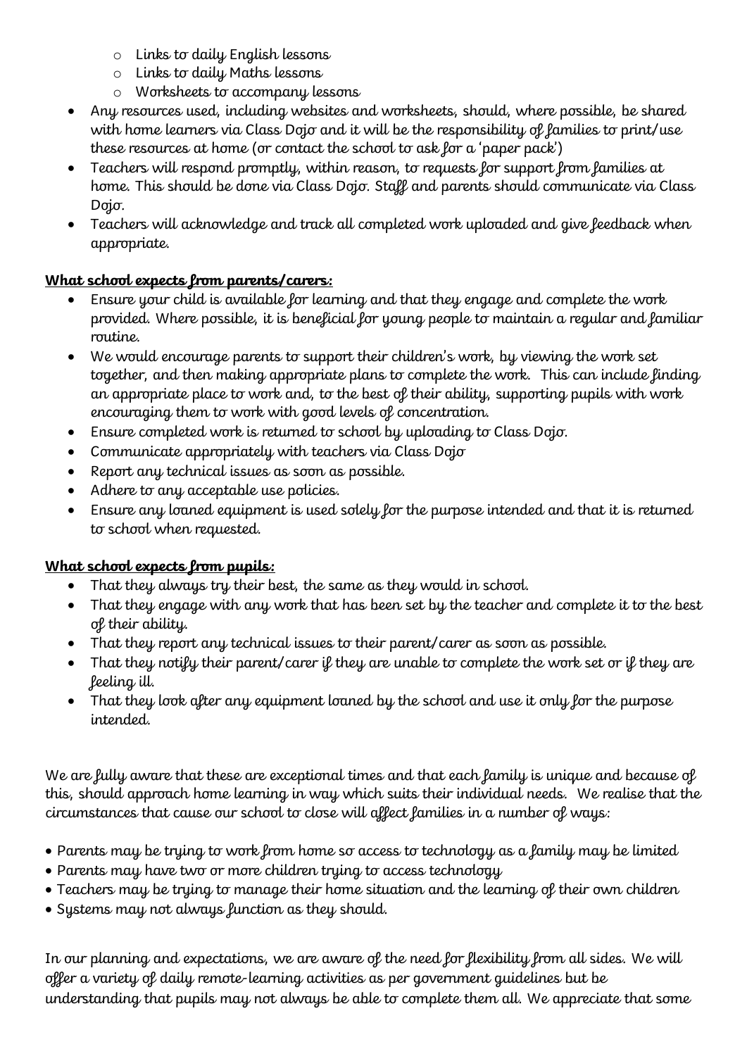- Links to daily English lessons
  - Links to daily Maths lessons
  - Worksheets to accompany lessons
- Any resources used, including websites and worksheets, should, where possible, be shared with home learners via Class Dojo and it will be the responsibility of families to print/use these resources at home (or contact the school to ask for a 'paper pack')
- Teachers will respond promptly, within reason, to requests for support from families at home. This should be done via Class Dojo. Staff and parents should communicate via Class Dojo.
- Teachers will acknowledge and track all completed work uploaded and give feedback when appropriate.

**What school expects from parents/carers:**

- Ensure your child is available for learning and that they engage and complete the work provided. Where possible, it is beneficial for young people to maintain a regular and familiar routine.
- We would encourage parents to support their children's work, by viewing the work set together, and then making appropriate plans to complete the work. This can include finding an appropriate place to work and, to the best of their ability, supporting pupils with work encouraging them to work with good levels of concentration.
- Ensure completed work is returned to school by uploading to Class Dojo.
- Communicate appropriately with teachers via Class Dojo
- Report any technical issues as soon as possible.
- Adhere to any acceptable use policies.
- Ensure any loaned equipment is used solely for the purpose intended and that it is returned to school when requested.

**What school expects from pupils:**

- That they always try their best, the same as they would in school.
- That they engage with any work that has been set by the teacher and complete it to the best of their ability.
- That they report any technical issues to their parent/carer as soon as possible.
- That they notify their parent/carer if they are unable to complete the work set or if they are feeling ill.
- That they look after any equipment loaned by the school and use it only for the purpose intended.

We are fully aware that these are exceptional times and that each family is unique and because of this, should approach home learning in way which suits their individual needs. We realise that the circumstances that cause our school to close will affect families in a number of ways:

- Parents may be trying to work from home so access to technology as a family may be limited
- Parents may have two or more children trying to access technology
- Teachers may be trying to manage their home situation and the learning of their own children
- Systems may not always function as they should.

In our planning and expectations, we are aware of the need for flexibility from all sides. We will offer a variety of daily remote-learning activities as per government guidelines but be understanding that pupils may not always be able to complete them all. We appreciate that some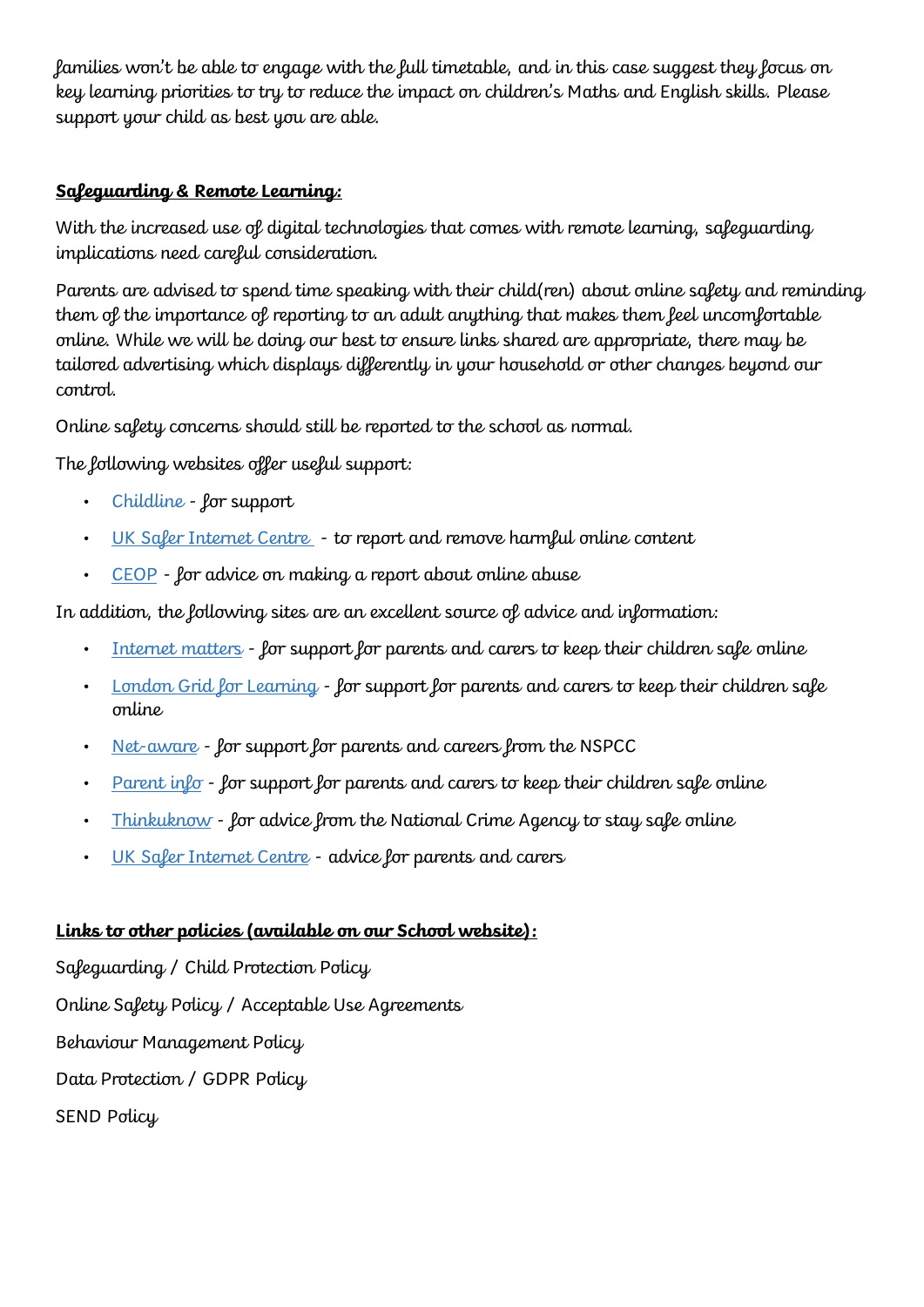families won't be able to engage with the full timetable, and in this case suggest they focus on key learning priorities to try to reduce the impact on children's Maths and English skills. Please support your child as best you are able.

**Safeguarding & Remote Learning:**

With the increased use of digital technologies that comes with remote learning, safeguarding implications need careful consideration.

Parents are advised to spend time speaking with their child(ren) about online safety and reminding them of the importance of reporting to an adult anything that makes them feel uncomfortable online. While we will be doing our best to ensure links shared are appropriate, there may be tailored advertising which displays differently in your household or other changes beyond our control.

Online safety concerns should still be reported to the school as normal.

The following websites offer useful support:

- Childline - for support
- UK Safer Internet Centre - to report and remove harmful online content
- CEOP - for advice on making a report about online abuse

In addition, the following sites are an excellent source of advice and information:

- Internet matters - for support for parents and carers to keep their children safe online
- London Grid for Learning - for support for parents and carers to keep their children safe online
- Net-aware - for support for parents and careers from the NSPCC
- Parent info - for support for parents and carers to keep their children safe online
- Thinkuknow - for advice from the National Crime Agency to stay safe online
- UK Safer Internet Centre - advice for parents and carers

**Links to other policies (available on our School website):**

Safeguarding / Child Protection Policy

Online Safety Policy / Acceptable Use Agreements

Behaviour Management Policy

Data Protection / GDPR Policy

SEND Policy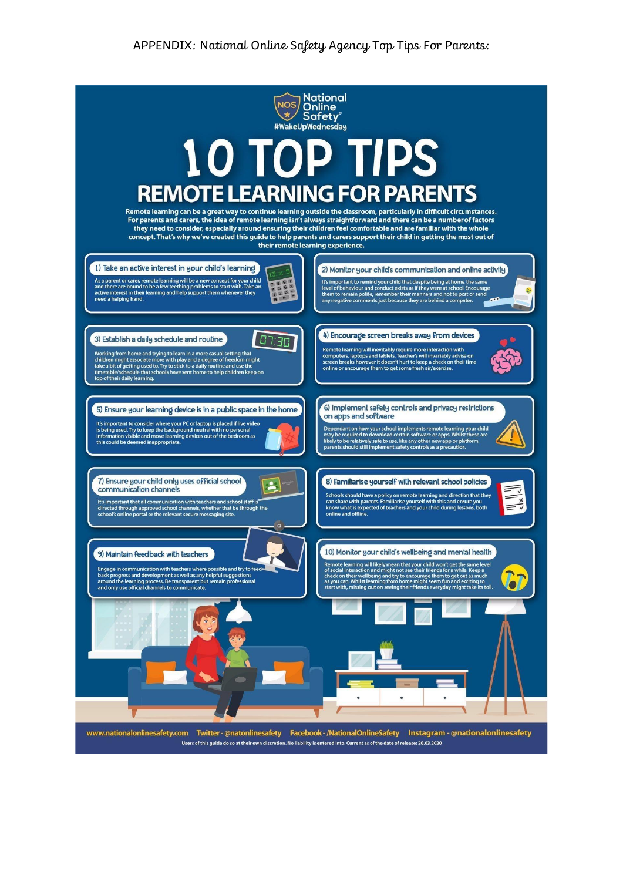APPENDIX: National Online Safety Agency Top Tips For Parents:

National Online Safety
#WakeUpWednesday

# 10 TOP TIPS

## REMOTE LEARNING FOR PARENTS

**Remote learning can be a great way to continue learning outside the classroom, particularly in difficult circumstances. For parents and carers, the idea of remote learning isn't always straightforward and there can be a number of factors they need to consider, especially around ensuring their children feel comfortable and are familiar with the whole concept. That's why we've created this guide to help parents and carers support their child in getting the most out of their remote learning experience.**

### 1) Take an active interest in your child's learning

As a parent or carer, remote learning will be a new concept for your child and there are bound to be a few teething problems to start with. Take an active interest in their learning and help support them whenever they need a helping hand.

### 2) Monitor your child's communication and online activity

It's important to remind your child that despite being at home, the same level of behaviour and conduct exists as if they were at school. Encourage them to remain polite, remember their manners and not to post or send any negative comments just because they are behind a computer.

### 3) Establish a daily schedule and routine

Working from home and trying to learn in a more casual setting that children might associate more with play and a degree of freedom might take a bit of getting used to. Try to stick to a daily routine and use the timetable/schedule that schools have sent home to help children keep on top of their daily learning.

### 4) Encourage screen breaks away from devices

Remote learning will inevitably require more interaction with computers, laptops and tablets. Teachers will invariably advise on screen breaks however it doesn't hurt to keep a check on their time online or encourage them to get some fresh air/exercise.

### 5) Ensure your learning device is in a public space in the home

It's important to consider where your PC or laptop is placed if live video is being used. Try to keep the background neutral with no personal information visible and move learning devices out of the bedroom as this could be deemed inappropriate.

### 6) Implement safety controls and privacy restrictions on apps and software

Dependant on how your school implements remote learning your child may be required to download certain software or apps. Whilst these are likely to be relatively safe to use, like any other new app or platform, parents should still implement safety controls as a precaution.

### 7) Ensure your child only uses official school communication channels

It's important that all communication with teachers and school staff is directed through approved school channels, whether that be through the school's online portal or the relevant secure messaging site.

### 8) Familiarise yourself with relevant school policies

Schools should have a policy on remote learning and direction that they can share with parents. Familiarise yourself with this and ensure you know what is expected of teachers and your child during lessons, both online and offline.

### 9) Maintain feedback with teachers

Engage in communication with teachers where possible and try to feed-back progress and development as well as any helpful suggestions around the learning process. Be transparent but remain professional and only use official channels to communicate.

### 10) Monitor your child's wellbeing and mental health

Remote learning will likely mean that your child won't get the same level of social interaction and might not see their friends for a while. Keep a check on their wellbeing and try to encourage them to get out as much as you can. Whilst learning from home might seem fun and exciting to start with, missing out on seeing their friends everyday might take its toll.

www.nationalonlinesafety.com Twitter - @natonlinesafety Facebook - /NationalOnlineSafety Instagram - @nationalonlinesafety

Users of this guide do so at their own discretion. No liability is entered into. Current as of the date of release: 20.03.2020